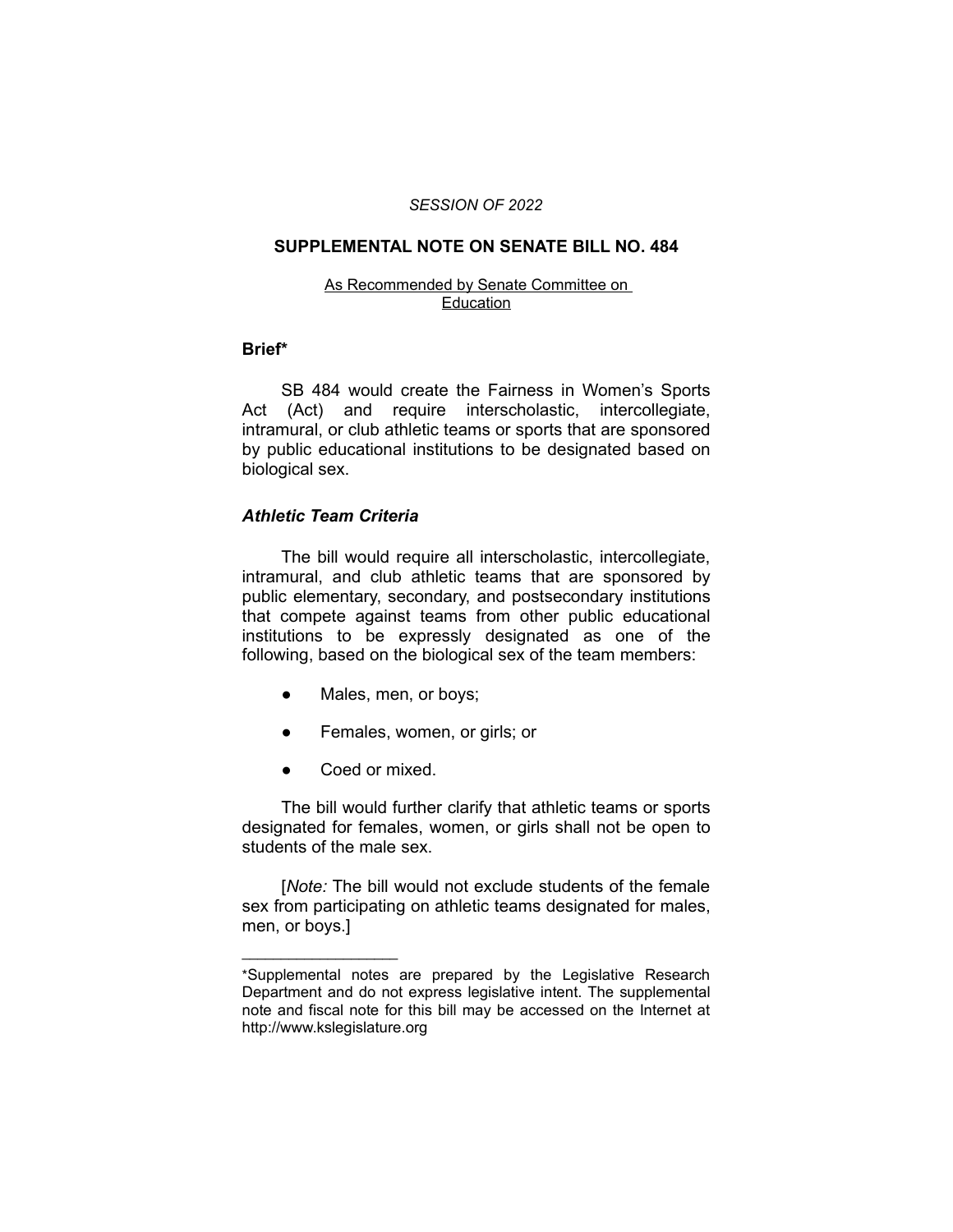*SESSION OF 2022*

## SUPPLEMENTAL NOTE ON SENATE BILL NO. 484

As Recommended by Senate Committee on Education

**Brief***

SB 484 would create the Fairness in Women's Sports Act (Act) and require interscholastic, intercollegiate, intramural, or club athletic teams or sports that are sponsored by public educational institutions to be designated based on biological sex.

### *Athletic Team Criteria*

The bill would require all interscholastic, intercollegiate, intramural, and club athletic teams that are sponsored by public elementary, secondary, and postsecondary institutions that compete against teams from other public educational institutions to be expressly designated as one of the following, based on the biological sex of the team members:

- Males, men, or boys;
- Females, women, or girls; or
- Coed or mixed.

The bill would further clarify that athletic teams or sports designated for females, women, or girls shall not be open to students of the male sex.

[*Note:* The bill would not exclude students of the female sex from participating on athletic teams designated for males, men, or boys.]

---

*Supplemental notes are prepared by the Legislative Research Department and do not express legislative intent. The supplemental note and fiscal note for this bill may be accessed on the Internet at http://www.kslegislature.org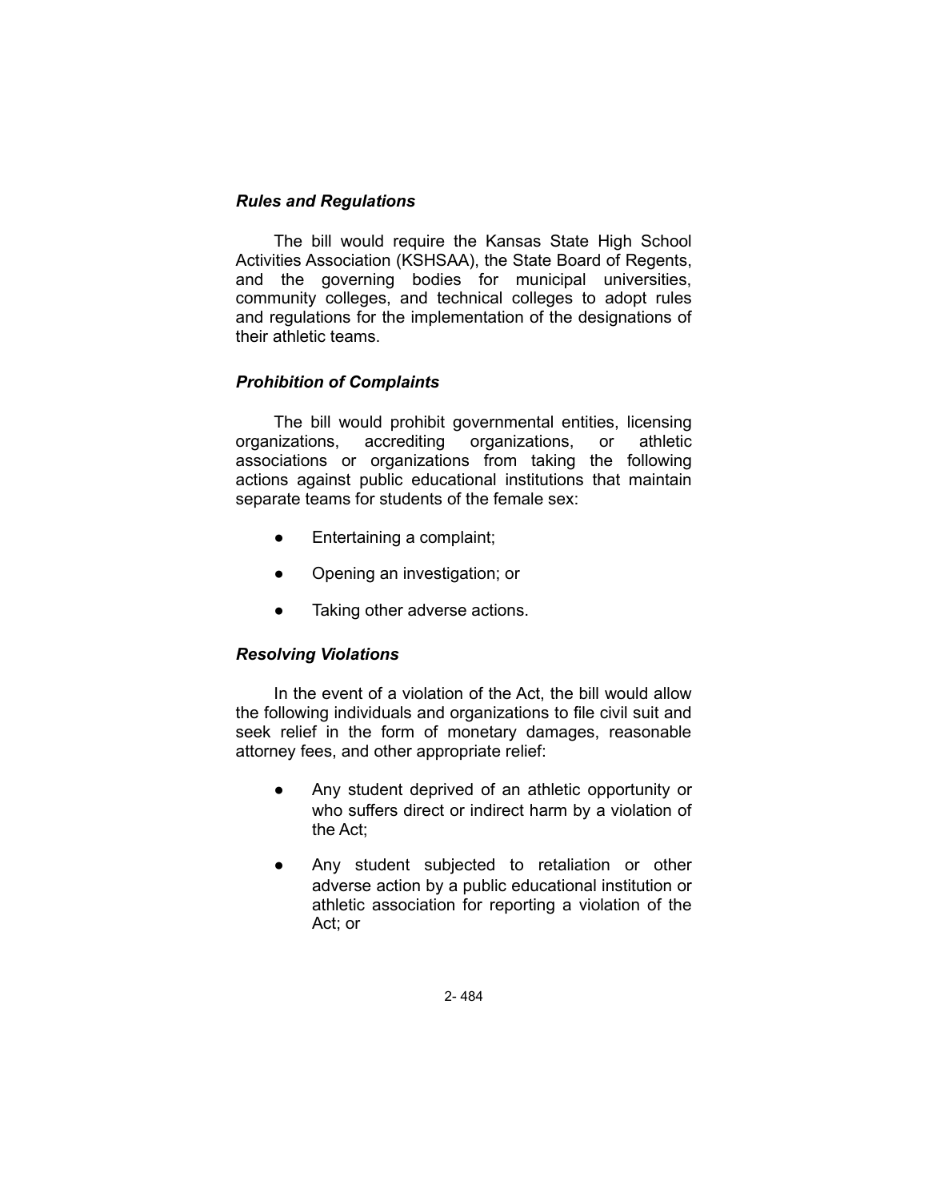### *Rules and Regulations*

The bill would require the Kansas State High School Activities Association (KSHSAA), the State Board of Regents, and the governing bodies for municipal universities, community colleges, and technical colleges to adopt rules and regulations for the implementation of the designations of their athletic teams.

### *Prohibition of Complaints*

The bill would prohibit governmental entities, licensing organizations, accrediting organizations, or athletic associations or organizations from taking the following actions against public educational institutions that maintain separate teams for students of the female sex:

- Entertaining a complaint;
- Opening an investigation; or
- Taking other adverse actions.

### *Resolving Violations*

In the event of a violation of the Act, the bill would allow the following individuals and organizations to file civil suit and seek relief in the form of monetary damages, reasonable attorney fees, and other appropriate relief:

- Any student deprived of an athletic opportunity or who suffers direct or indirect harm by a violation of the Act;
- Any student subjected to retaliation or other adverse action by a public educational institution or athletic association for reporting a violation of the Act; or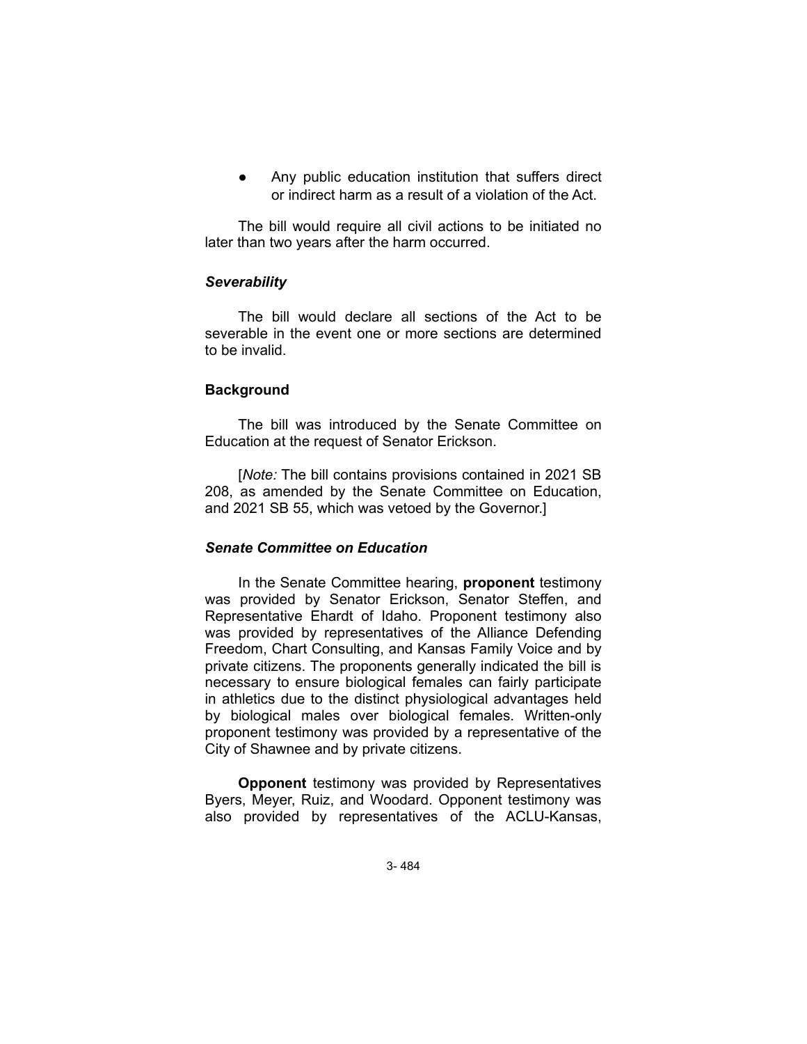- Any public education institution that suffers direct or indirect harm as a result of a violation of the Act.

The bill would require all civil actions to be initiated no later than two years after the harm occurred.

### *Severability*

The bill would declare all sections of the Act to be severable in the event one or more sections are determined to be invalid.

## Background

The bill was introduced by the Senate Committee on Education at the request of Senator Erickson.

[*Note:* The bill contains provisions contained in 2021 SB 208, as amended by the Senate Committee on Education, and 2021 SB 55, which was vetoed by the Governor.]

### *Senate Committee on Education*

In the Senate Committee hearing, **proponent** testimony was provided by Senator Erickson, Senator Steffen, and Representative Ehardt of Idaho. Proponent testimony also was provided by representatives of the Alliance Defending Freedom, Chart Consulting, and Kansas Family Voice and by private citizens. The proponents generally indicated the bill is necessary to ensure biological females can fairly participate in athletics due to the distinct physiological advantages held by biological males over biological females. Written-only proponent testimony was provided by a representative of the City of Shawnee and by private citizens.

**Opponent** testimony was provided by Representatives Byers, Meyer, Ruiz, and Woodard. Opponent testimony was also provided by representatives of the ACLU-Kansas,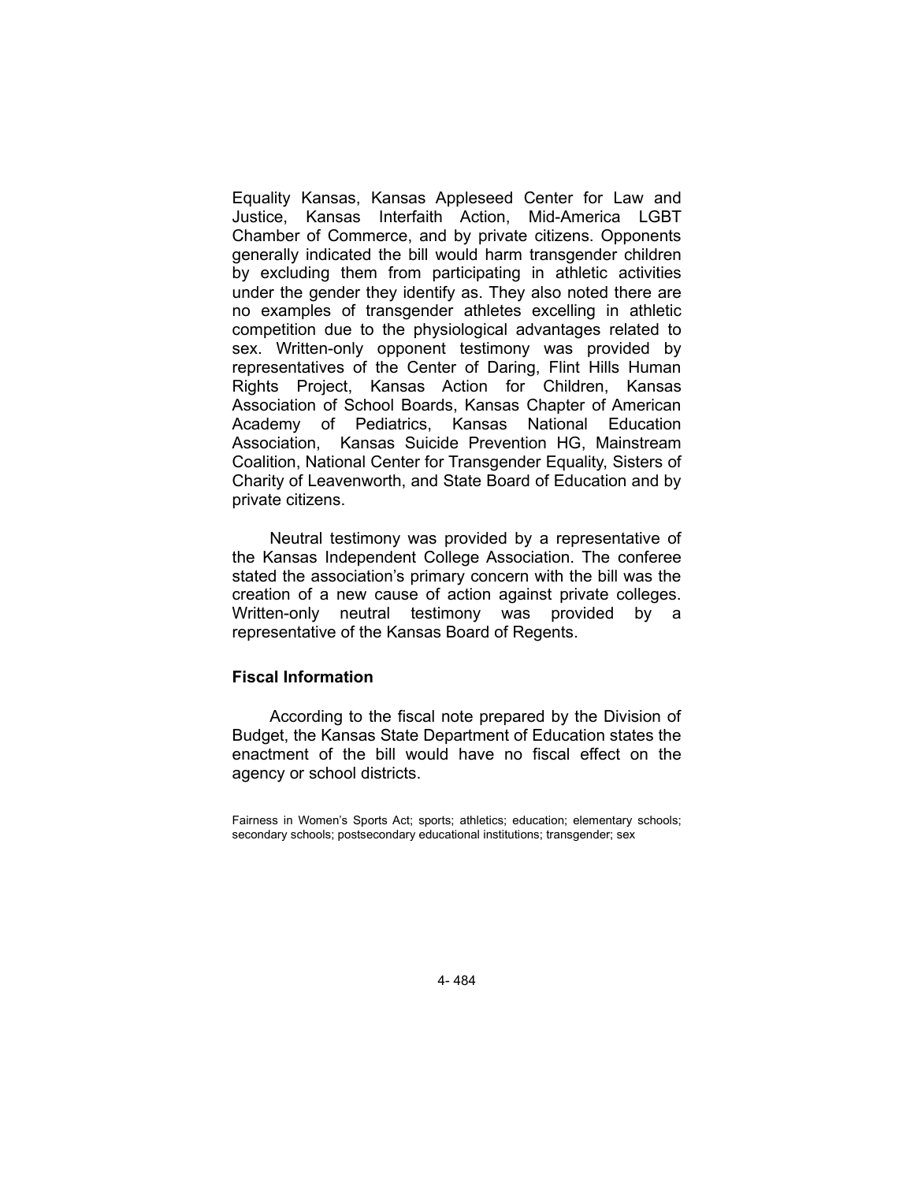Equality Kansas, Kansas Appleseed Center for Law and Justice, Kansas Interfaith Action, Mid-America LGBT Chamber of Commerce, and by private citizens. Opponents generally indicated the bill would harm transgender children by excluding them from participating in athletic activities under the gender they identify as. They also noted there are no examples of transgender athletes excelling in athletic competition due to the physiological advantages related to sex. Written-only opponent testimony was provided by representatives of the Center of Daring, Flint Hills Human Rights Project, Kansas Action for Children, Kansas Association of School Boards, Kansas Chapter of American Academy of Pediatrics, Kansas National Education Association, Kansas Suicide Prevention HG, Mainstream Coalition, National Center for Transgender Equality, Sisters of Charity of Leavenworth, and State Board of Education and by private citizens.

Neutral testimony was provided by a representative of the Kansas Independent College Association. The conferee stated the association's primary concern with the bill was the creation of a new cause of action against private colleges. Written-only neutral testimony was provided by a representative of the Kansas Board of Regents.

### Fiscal Information

According to the fiscal note prepared by the Division of Budget, the Kansas State Department of Education states the enactment of the bill would have no fiscal effect on the agency or school districts.

Fairness in Women's Sports Act; sports; athletics; education; elementary schools; secondary schools; postsecondary educational institutions; transgender; sex